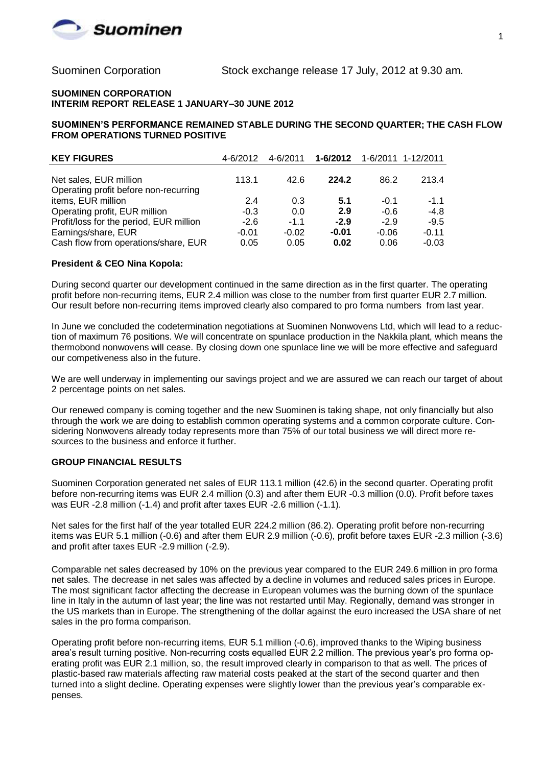Suominen Corporation Stock exchange release 17 July, 2012 at 9.30 am.

**SUOMINEN CORPORATION**
**INTERIM REPORT RELEASE 1 JANUARY–30 JUNE 2012**

**SUOMINEN'S PERFORMANCE REMAINED STABLE DURING THE SECOND QUARTER; THE CASH FLOW FROM OPERATIONS TURNED POSITIVE**

| **KEY FIGURES** | 4-6/2012 | 4-6/2011 | **1-6/2012** | 1-6/2011 | 1-12/2011 |
|---|---|---|---|---|---|
| Net sales, EUR million | 113.1 | 42.6 | **224.2** | 86.2 | 213.4 |
| Operating profit before non-recurring items, EUR million | 2.4 | 0.3 | **5.1** | -0.1 | -1.1 |
| Operating profit, EUR million | -0.3 | 0.0 | **2.9** | -0.6 | -4.8 |
| Profit/loss for the period, EUR million | -2.6 | -1.1 | **-2.9** | -2.9 | -9.5 |
| Earnings/share, EUR | -0.01 | -0.02 | **-0.01** | -0.06 | -0.11 |
| Cash flow from operations/share, EUR | 0.05 | 0.05 | **0.02** | 0.06 | -0.03 |

**President & CEO Nina Kopola:**

During second quarter our development continued in the same direction as in the first quarter. The operating profit before non-recurring items, EUR 2.4 million was close to the number from first quarter EUR 2.7 million. Our result before non-recurring items improved clearly also compared to pro forma numbers from last year.

In June we concluded the codetermination negotiations at Suominen Nonwovens Ltd, which will lead to a reduction of maximum 76 positions. We will concentrate on spunlace production in the Nakkila plant, which means the thermobond nonwovens will cease. By closing down one spunlace line we will be more effective and safeguard our competiveness also in the future.

We are well underway in implementing our savings project and we are assured we can reach our target of about 2 percentage points on net sales.

Our renewed company is coming together and the new Suominen is taking shape, not only financially but also through the work we are doing to establish common operating systems and a common corporate culture. Considering Nonwovens already today represents more than 75% of our total business we will direct more resources to the business and enforce it further.

**GROUP FINANCIAL RESULTS**

Suominen Corporation generated net sales of EUR 113.1 million (42.6) in the second quarter. Operating profit before non-recurring items was EUR 2.4 million (0.3) and after them EUR -0.3 million (0.0). Profit before taxes was EUR -2.8 million (-1.4) and profit after taxes EUR -2.6 million (-1.1).

Net sales for the first half of the year totalled EUR 224.2 million (86.2). Operating profit before non-recurring items was EUR 5.1 million (-0.6) and after them EUR 2.9 million (-0.6), profit before taxes EUR -2.3 million (-3.6) and profit after taxes EUR -2.9 million (-2.9).

Comparable net sales decreased by 10% on the previous year compared to the EUR 249.6 million in pro forma net sales. The decrease in net sales was affected by a decline in volumes and reduced sales prices in Europe. The most significant factor affecting the decrease in European volumes was the burning down of the spunlace line in Italy in the autumn of last year; the line was not restarted until May. Regionally, demand was stronger in the US markets than in Europe. The strengthening of the dollar against the euro increased the USA share of net sales in the pro forma comparison.

Operating profit before non-recurring items, EUR 5.1 million (-0.6), improved thanks to the Wiping business area's result turning positive. Non-recurring costs equalled EUR 2.2 million. The previous year's pro forma operating profit was EUR 2.1 million, so, the result improved clearly in comparison to that as well. The prices of plastic-based raw materials affecting raw material costs peaked at the start of the second quarter and then turned into a slight decline. Operating expenses were slightly lower than the previous year's comparable expenses.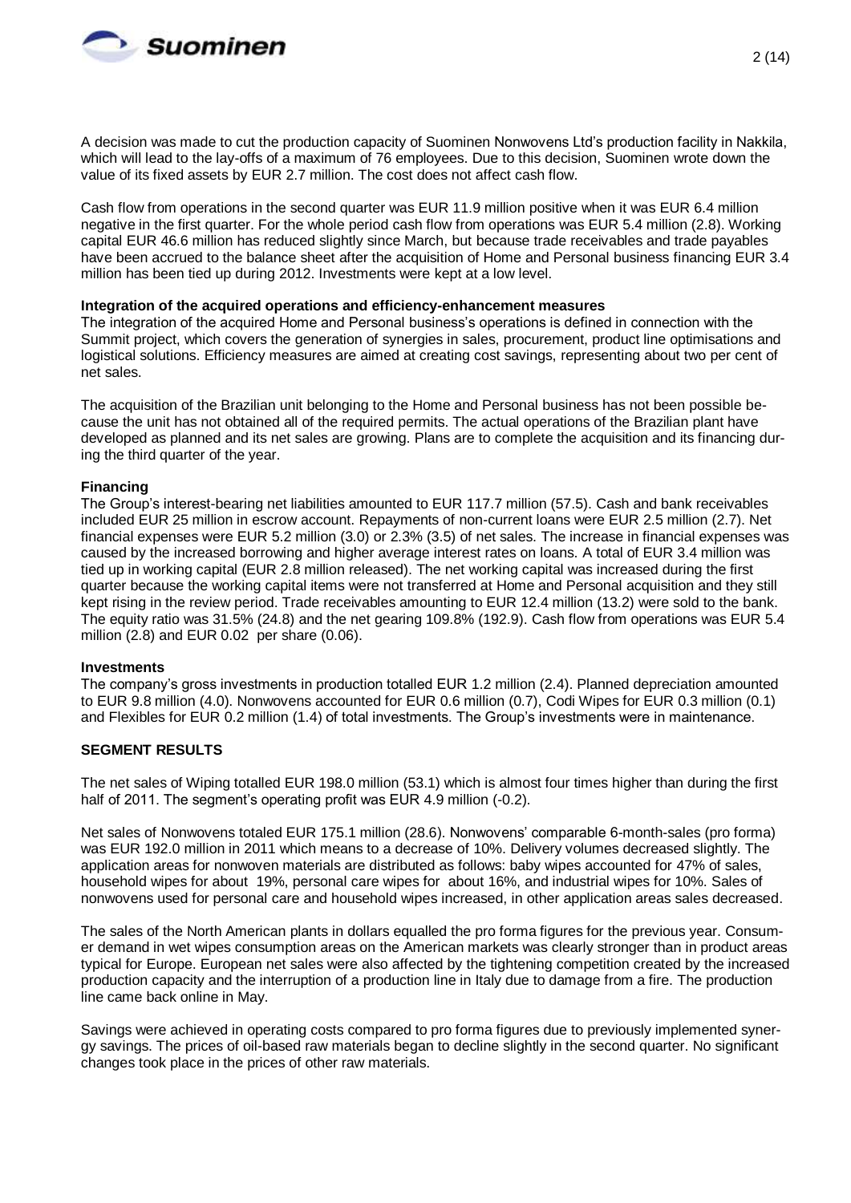A decision was made to cut the production capacity of Suominen Nonwovens Ltd's production facility in Nakkila, which will lead to the lay-offs of a maximum of 76 employees. Due to this decision, Suominen wrote down the value of its fixed assets by EUR 2.7 million. The cost does not affect cash flow.

Cash flow from operations in the second quarter was EUR 11.9 million positive when it was EUR 6.4 million negative in the first quarter. For the whole period cash flow from operations was EUR 5.4 million (2.8). Working capital EUR 46.6 million has reduced slightly since March, but because trade receivables and trade payables have been accrued to the balance sheet after the acquisition of Home and Personal business financing EUR 3.4 million has been tied up during 2012. Investments were kept at a low level.

**Integration of the acquired operations and efficiency-enhancement measures**

The integration of the acquired Home and Personal business's operations is defined in connection with the Summit project, which covers the generation of synergies in sales, procurement, product line optimisations and logistical solutions. Efficiency measures are aimed at creating cost savings, representing about two per cent of net sales.

The acquisition of the Brazilian unit belonging to the Home and Personal business has not been possible because the unit has not obtained all of the required permits. The actual operations of the Brazilian plant have developed as planned and its net sales are growing. Plans are to complete the acquisition and its financing during the third quarter of the year.

**Financing**

The Group's interest-bearing net liabilities amounted to EUR 117.7 million (57.5). Cash and bank receivables included EUR 25 million in escrow account. Repayments of non-current loans were EUR 2.5 million (2.7). Net financial expenses were EUR 5.2 million (3.0) or 2.3% (3.5) of net sales. The increase in financial expenses was caused by the increased borrowing and higher average interest rates on loans. A total of EUR 3.4 million was tied up in working capital (EUR 2.8 million released). The net working capital was increased during the first quarter because the working capital items were not transferred at Home and Personal acquisition and they still kept rising in the review period. Trade receivables amounting to EUR 12.4 million (13.2) were sold to the bank. The equity ratio was 31.5% (24.8) and the net gearing 109.8% (192.9). Cash flow from operations was EUR 5.4 million (2.8) and EUR 0.02 per share (0.06).

**Investments**

The company's gross investments in production totalled EUR 1.2 million (2.4). Planned depreciation amounted to EUR 9.8 million (4.0). Nonwovens accounted for EUR 0.6 million (0.7), Codi Wipes for EUR 0.3 million (0.1) and Flexibles for EUR 0.2 million (1.4) of total investments. The Group's investments were in maintenance.

**SEGMENT RESULTS**

The net sales of Wiping totalled EUR 198.0 million (53.1) which is almost four times higher than during the first half of 2011. The segment's operating profit was EUR 4.9 million (-0.2).

Net sales of Nonwovens totaled EUR 175.1 million (28.6). Nonwovens' comparable 6-month-sales (pro forma) was EUR 192.0 million in 2011 which means to a decrease of 10%. Delivery volumes decreased slightly. The application areas for nonwoven materials are distributed as follows: baby wipes accounted for 47% of sales, household wipes for about 19%, personal care wipes for about 16%, and industrial wipes for 10%. Sales of nonwovens used for personal care and household wipes increased, in other application areas sales decreased.

The sales of the North American plants in dollars equalled the pro forma figures for the previous year. Consumer demand in wet wipes consumption areas on the American markets was clearly stronger than in product areas typical for Europe. European net sales were also affected by the tightening competition created by the increased production capacity and the interruption of a production line in Italy due to damage from a fire. The production line came back online in May.

Savings were achieved in operating costs compared to pro forma figures due to previously implemented synergy savings. The prices of oil-based raw materials began to decline slightly in the second quarter. No significant changes took place in the prices of other raw materials.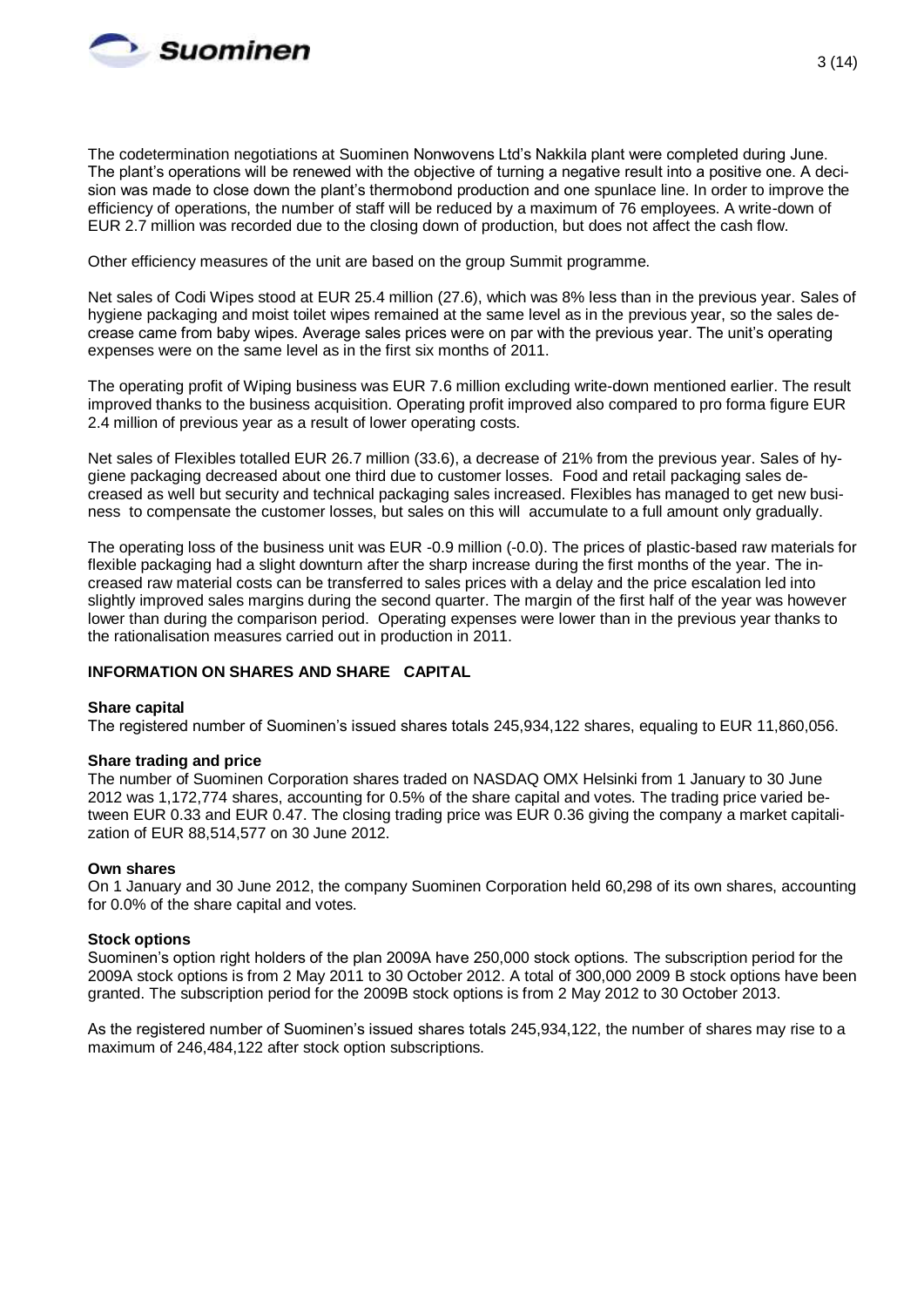The codetermination negotiations at Suominen Nonwovens Ltd's Nakkila plant were completed during June. The plant's operations will be renewed with the objective of turning a negative result into a positive one. A decision was made to close down the plant's thermobond production and one spunlace line. In order to improve the efficiency of operations, the number of staff will be reduced by a maximum of 76 employees. A write-down of EUR 2.7 million was recorded due to the closing down of production, but does not affect the cash flow.

Other efficiency measures of the unit are based on the group Summit programme.

Net sales of Codi Wipes stood at EUR 25.4 million (27.6), which was 8% less than in the previous year. Sales of hygiene packaging and moist toilet wipes remained at the same level as in the previous year, so the sales decrease came from baby wipes. Average sales prices were on par with the previous year. The unit's operating expenses were on the same level as in the first six months of 2011.

The operating profit of Wiping business was EUR 7.6 million excluding write-down mentioned earlier. The result improved thanks to the business acquisition. Operating profit improved also compared to pro forma figure EUR 2.4 million of previous year as a result of lower operating costs.

Net sales of Flexibles totalled EUR 26.7 million (33.6), a decrease of 21% from the previous year. Sales of hygiene packaging decreased about one third due to customer losses. Food and retail packaging sales decreased as well but security and technical packaging sales increased. Flexibles has managed to get new business to compensate the customer losses, but sales on this will accumulate to a full amount only gradually.

The operating loss of the business unit was EUR -0.9 million (-0.0). The prices of plastic-based raw materials for flexible packaging had a slight downturn after the sharp increase during the first months of the year. The increased raw material costs can be transferred to sales prices with a delay and the price escalation led into slightly improved sales margins during the second quarter. The margin of the first half of the year was however lower than during the comparison period. Operating expenses were lower than in the previous year thanks to the rationalisation measures carried out in production in 2011.

## INFORMATION ON SHARES AND SHARE CAPITAL

**Share capital**
The registered number of Suominen's issued shares totals 245,934,122 shares, equaling to EUR 11,860,056.

**Share trading and price**
The number of Suominen Corporation shares traded on NASDAQ OMX Helsinki from 1 January to 30 June 2012 was 1,172,774 shares, accounting for 0.5% of the share capital and votes. The trading price varied between EUR 0.33 and EUR 0.47. The closing trading price was EUR 0.36 giving the company a market capitalization of EUR 88,514,577 on 30 June 2012.

**Own shares**
On 1 January and 30 June 2012, the company Suominen Corporation held 60,298 of its own shares, accounting for 0.0% of the share capital and votes.

**Stock options**
Suominen's option right holders of the plan 2009A have 250,000 stock options. The subscription period for the 2009A stock options is from 2 May 2011 to 30 October 2012. A total of 300,000 2009 B stock options have been granted. The subscription period for the 2009B stock options is from 2 May 2012 to 30 October 2013.

As the registered number of Suominen's issued shares totals 245,934,122, the number of shares may rise to a maximum of 246,484,122 after stock option subscriptions.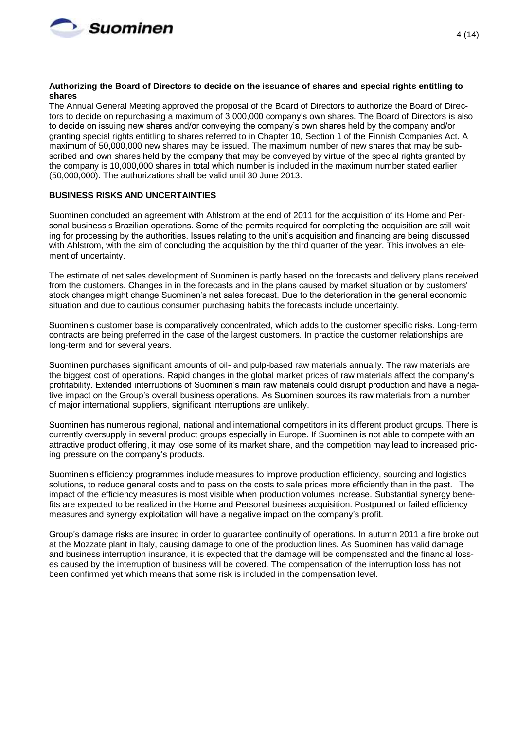**Authorizing the Board of Directors to decide on the issuance of shares and special rights entitling to shares**

The Annual General Meeting approved the proposal of the Board of Directors to authorize the Board of Directors to decide on repurchasing a maximum of 3,000,000 company's own shares. The Board of Directors is also to decide on issuing new shares and/or conveying the company's own shares held by the company and/or granting special rights entitling to shares referred to in Chapter 10, Section 1 of the Finnish Companies Act. A maximum of 50,000,000 new shares may be issued. The maximum number of new shares that may be subscribed and own shares held by the company that may be conveyed by virtue of the special rights granted by the company is 10,000,000 shares in total which number is included in the maximum number stated earlier (50,000,000). The authorizations shall be valid until 30 June 2013.

## BUSINESS RISKS AND UNCERTAINTIES

Suominen concluded an agreement with Ahlstrom at the end of 2011 for the acquisition of its Home and Personal business's Brazilian operations. Some of the permits required for completing the acquisition are still waiting for processing by the authorities. Issues relating to the unit's acquisition and financing are being discussed with Ahlstrom, with the aim of concluding the acquisition by the third quarter of the year. This involves an element of uncertainty.

The estimate of net sales development of Suominen is partly based on the forecasts and delivery plans received from the customers. Changes in in the forecasts and in the plans caused by market situation or by customers' stock changes might change Suominen's net sales forecast. Due to the deterioration in the general economic situation and due to cautious consumer purchasing habits the forecasts include uncertainty.

Suominen's customer base is comparatively concentrated, which adds to the customer specific risks. Long-term contracts are being preferred in the case of the largest customers. In practice the customer relationships are long-term and for several years.

Suominen purchases significant amounts of oil- and pulp-based raw materials annually. The raw materials are the biggest cost of operations. Rapid changes in the global market prices of raw materials affect the company's profitability. Extended interruptions of Suominen's main raw materials could disrupt production and have a negative impact on the Group's overall business operations. As Suominen sources its raw materials from a number of major international suppliers, significant interruptions are unlikely.

Suominen has numerous regional, national and international competitors in its different product groups. There is currently oversupply in several product groups especially in Europe. If Suominen is not able to compete with an attractive product offering, it may lose some of its market share, and the competition may lead to increased pricing pressure on the company's products.

Suominen's efficiency programmes include measures to improve production efficiency, sourcing and logistics solutions, to reduce general costs and to pass on the costs to sale prices more efficiently than in the past. The impact of the efficiency measures is most visible when production volumes increase. Substantial synergy benefits are expected to be realized in the Home and Personal business acquisition. Postponed or failed efficiency measures and synergy exploitation will have a negative impact on the company's profit.

Group's damage risks are insured in order to guarantee continuity of operations. In autumn 2011 a fire broke out at the Mozzate plant in Italy, causing damage to one of the production lines. As Suominen has valid damage and business interruption insurance, it is expected that the damage will be compensated and the financial losses caused by the interruption of business will be covered. The compensation of the interruption loss has not been confirmed yet which means that some risk is included in the compensation level.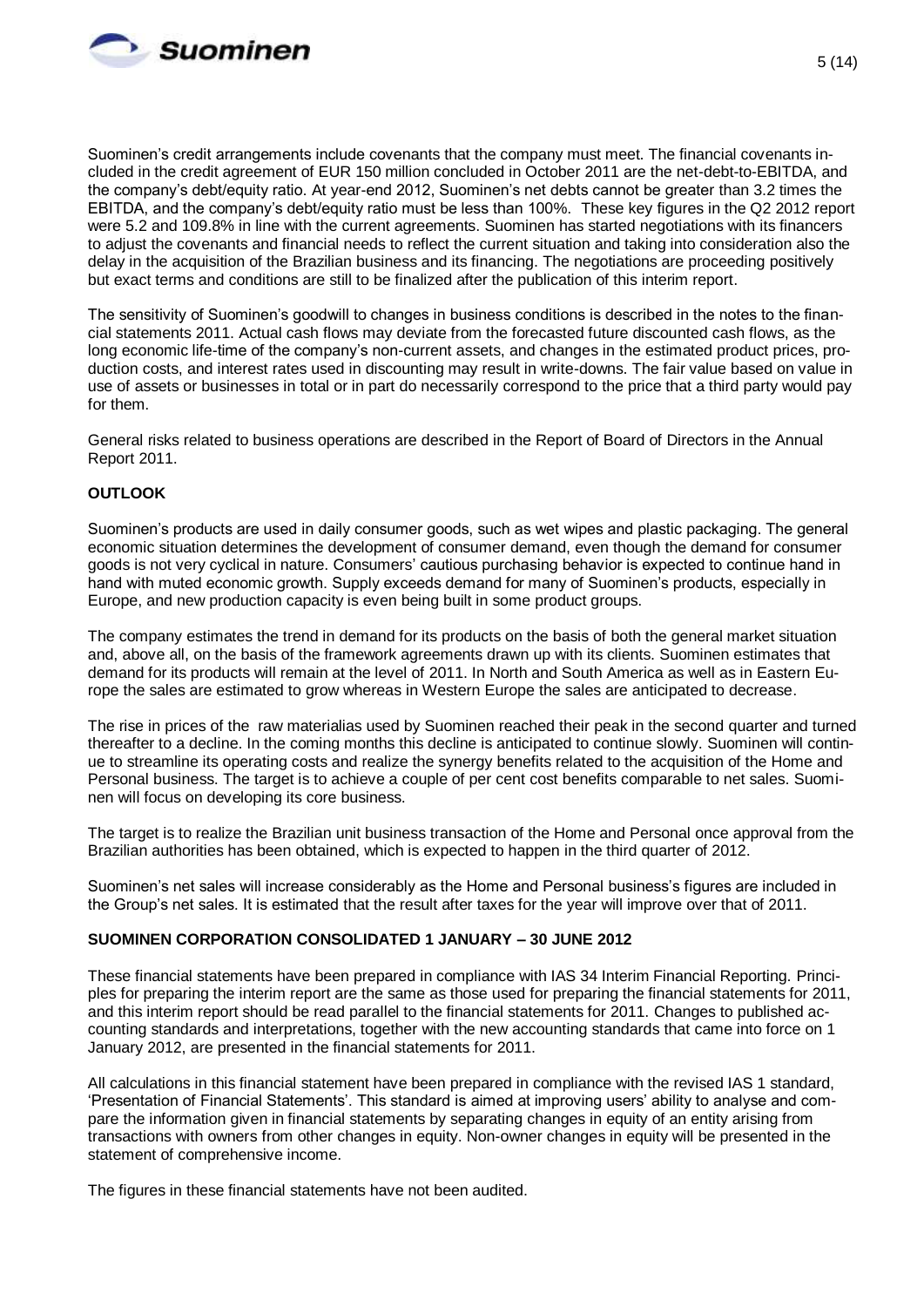Suominen's credit arrangements include covenants that the company must meet. The financial covenants included in the credit agreement of EUR 150 million concluded in October 2011 are the net-debt-to-EBITDA, and the company's debt/equity ratio. At year-end 2012, Suominen's net debts cannot be greater than 3.2 times the EBITDA, and the company's debt/equity ratio must be less than 100%. These key figures in the Q2 2012 report were 5.2 and 109.8% in line with the current agreements. Suominen has started negotiations with its financers to adjust the covenants and financial needs to reflect the current situation and taking into consideration also the delay in the acquisition of the Brazilian business and its financing. The negotiations are proceeding positively but exact terms and conditions are still to be finalized after the publication of this interim report.

The sensitivity of Suominen's goodwill to changes in business conditions is described in the notes to the financial statements 2011. Actual cash flows may deviate from the forecasted future discounted cash flows, as the long economic life-time of the company's non-current assets, and changes in the estimated product prices, production costs, and interest rates used in discounting may result in write-downs. The fair value based on value in use of assets or businesses in total or in part do necessarily correspond to the price that a third party would pay for them.

General risks related to business operations are described in the Report of Board of Directors in the Annual Report 2011.

**OUTLOOK**

Suominen's products are used in daily consumer goods, such as wet wipes and plastic packaging. The general economic situation determines the development of consumer demand, even though the demand for consumer goods is not very cyclical in nature. Consumers' cautious purchasing behavior is expected to continue hand in hand with muted economic growth. Supply exceeds demand for many of Suominen's products, especially in Europe, and new production capacity is even being built in some product groups.

The company estimates the trend in demand for its products on the basis of both the general market situation and, above all, on the basis of the framework agreements drawn up with its clients. Suominen estimates that demand for its products will remain at the level of 2011. In North and South America as well as in Eastern Europe the sales are estimated to grow whereas in Western Europe the sales are anticipated to decrease.

The rise in prices of the raw materialias used by Suominen reached their peak in the second quarter and turned thereafter to a decline. In the coming months this decline is anticipated to continue slowly. Suominen will continue to streamline its operating costs and realize the synergy benefits related to the acquisition of the Home and Personal business. The target is to achieve a couple of per cent cost benefits comparable to net sales. Suominen will focus on developing its core business.

The target is to realize the Brazilian unit business transaction of the Home and Personal once approval from the Brazilian authorities has been obtained, which is expected to happen in the third quarter of 2012.

Suominen's net sales will increase considerably as the Home and Personal business's figures are included in the Group's net sales. It is estimated that the result after taxes for the year will improve over that of 2011.

**SUOMINEN CORPORATION CONSOLIDATED 1 JANUARY – 30 JUNE 2012**

These financial statements have been prepared in compliance with IAS 34 Interim Financial Reporting. Principles for preparing the interim report are the same as those used for preparing the financial statements for 2011, and this interim report should be read parallel to the financial statements for 2011. Changes to published accounting standards and interpretations, together with the new accounting standards that came into force on 1 January 2012, are presented in the financial statements for 2011.

All calculations in this financial statement have been prepared in compliance with the revised IAS 1 standard, 'Presentation of Financial Statements'. This standard is aimed at improving users' ability to analyse and compare the information given in financial statements by separating changes in equity of an entity arising from transactions with owners from other changes in equity. Non-owner changes in equity will be presented in the statement of comprehensive income.

The figures in these financial statements have not been audited.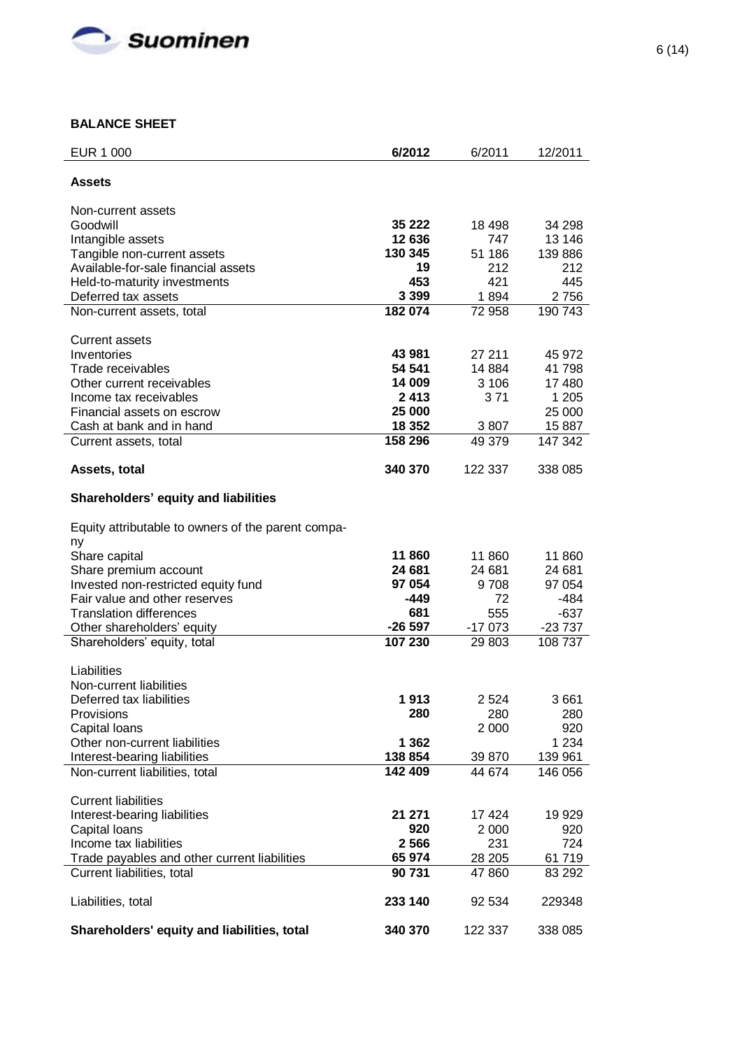## BALANCE SHEET

| EUR 1 000 | **6/2012** | 6/2011 | 12/2011 |
|---|---|---|---|
| **Assets** | | | |
| Non-current assets | | | |
| Goodwill | **35 222** | 18 498 | 34 298 |
| Intangible assets | **12 636** | 747 | 13 146 |
| Tangible non-current assets | **130 345** | 51 186 | 139 886 |
| Available-for-sale financial assets | **19** | 212 | 212 |
| Held-to-maturity investments | **453** | 421 | 445 |
| Deferred tax assets | **3 399** | 1 894 | 2 756 |
| Non-current assets, total | **182 074** | 72 958 | 190 743 |
| Current assets | | | |
| Inventories | **43 981** | 27 211 | 45 972 |
| Trade receivables | **54 541** | 14 884 | 41 798 |
| Other current receivables | **14 009** | 3 106 | 17 480 |
| Income tax receivables | **2 413** | 3 71 | 1 205 |
| Financial assets on escrow | **25 000** | | 25 000 |
| Cash at bank and in hand | **18 352** | 3 807 | 15 887 |
| Current assets, total | **158 296** | 49 379 | 147 342 |
| **Assets, total** | **340 370** | 122 337 | 338 085 |
| **Shareholders' equity and liabilities** | | | |
| Equity attributable to owners of the parent company | | | |
| Share capital | **11 860** | 11 860 | 11 860 |
| Share premium account | **24 681** | 24 681 | 24 681 |
| Invested non-restricted equity fund | **97 054** | 9 708 | 97 054 |
| Fair value and other reserves | **-449** | 72 | -484 |
| Translation differences | **681** | 555 | -637 |
| Other shareholders' equity | **-26 597** | -17 073 | -23 737 |
| Shareholders' equity, total | **107 230** | 29 803 | 108 737 |
| Liabilities | | | |
| Non-current liabilities | | | |
| Deferred tax liabilities | **1 913** | 2 524 | 3 661 |
| Provisions | **280** | 280 | 280 |
| Capital loans | | 2 000 | 920 |
| Other non-current liabilities | **1 362** | | 1 234 |
| Interest-bearing liabilities | **138 854** | 39 870 | 139 961 |
| Non-current liabilities, total | **142 409** | 44 674 | 146 056 |
| Current liabilities | | | |
| Interest-bearing liabilities | **21 271** | 17 424 | 19 929 |
| Capital loans | **920** | 2 000 | 920 |
| Income tax liabilities | **2 566** | 231 | 724 |
| Trade payables and other current liabilities | **65 974** | 28 205 | 61 719 |
| Current liabilities, total | **90 731** | 47 860 | 83 292 |
| Liabilities, total | **233 140** | 92 534 | 229348 |
| **Shareholders' equity and liabilities, total** | **340 370** | 122 337 | 338 085 |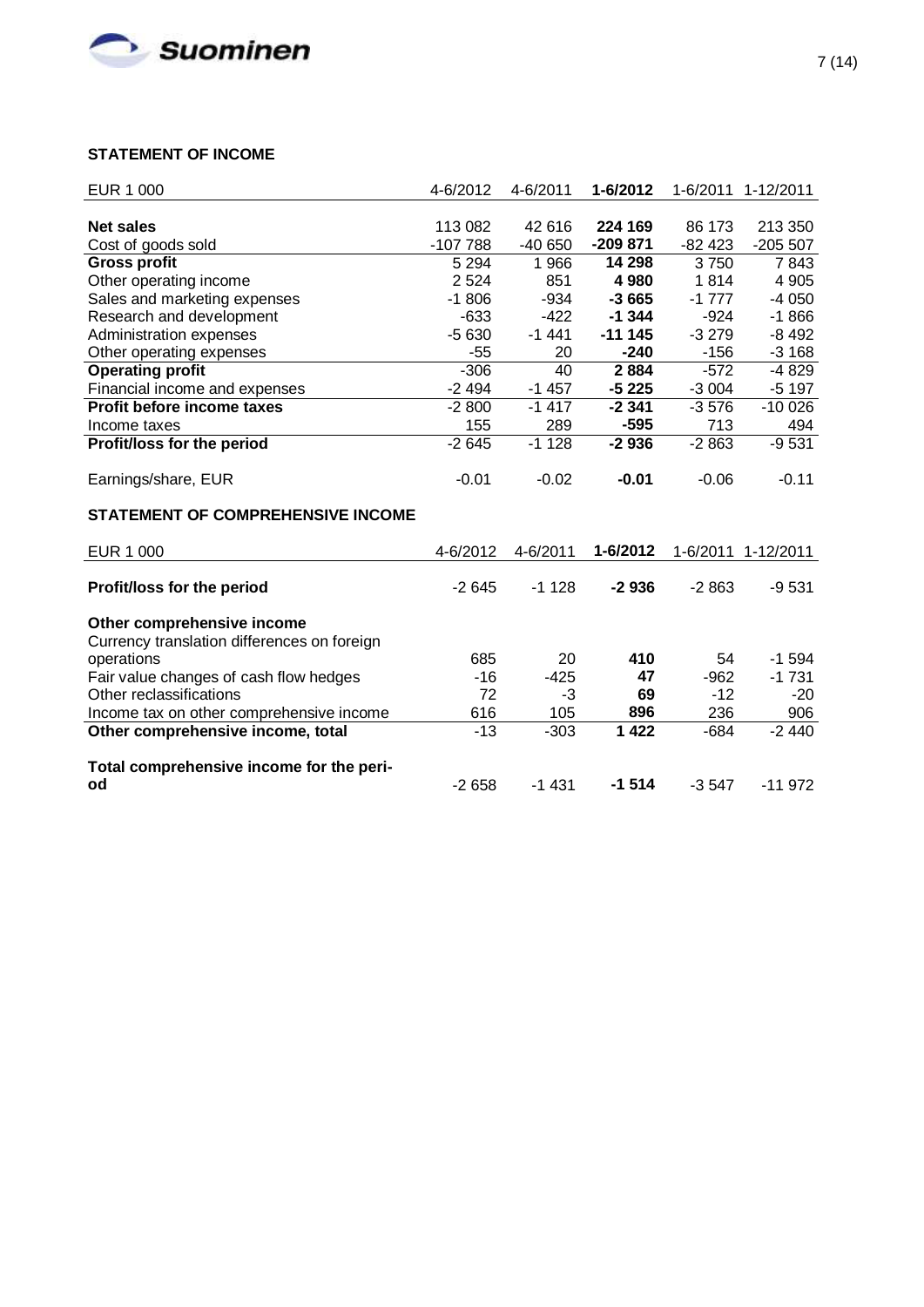## STATEMENT OF INCOME

| EUR 1 000 | 4-6/2012 | 4-6/2011 | **1-6/2012** | 1-6/2011 | 1-12/2011 |
|---|---|---|---|---|---|
| **Net sales** | 113 082 | 42 616 | **224 169** | 86 173 | 213 350 |
| Cost of goods sold | -107 788 | -40 650 | **-209 871** | -82 423 | -205 507 |
| **Gross profit** | 5 294 | 1 966 | **14 298** | 3 750 | 7 843 |
| Other operating income | 2 524 | 851 | **4 980** | 1 814 | 4 905 |
| Sales and marketing expenses | -1 806 | -934 | **-3 665** | -1 777 | -4 050 |
| Research and development | -633 | -422 | **-1 344** | -924 | -1 866 |
| Administration expenses | -5 630 | -1 441 | **-11 145** | -3 279 | -8 492 |
| Other operating expenses | -55 | 20 | **-240** | -156 | -3 168 |
| **Operating profit** | -306 | 40 | **2 884** | -572 | -4 829 |
| Financial income and expenses | -2 494 | -1 457 | **-5 225** | -3 004 | -5 197 |
| **Profit before income taxes** | -2 800 | -1 417 | **-2 341** | -3 576 | -10 026 |
| Income taxes | 155 | 289 | **-595** | 713 | 494 |
| **Profit/loss for the period** | -2 645 | -1 128 | **-2 936** | -2 863 | -9 531 |
| | | | | | |
| Earnings/share, EUR | -0.01 | -0.02 | **-0.01** | -0.06 | -0.11 |

## STATEMENT OF COMPREHENSIVE INCOME

| EUR 1 000 | 4-6/2012 | 4-6/2011 | **1-6/2012** | 1-6/2011 | 1-12/2011 |
|---|---|---|---|---|---|
| **Profit/loss for the period** | -2 645 | -1 128 | **-2 936** | -2 863 | -9 531 |
| | | | | | |
| **Other comprehensive income** | | | | | |
| Currency translation differences on foreign operations | 685 | 20 | **410** | 54 | -1 594 |
| Fair value changes of cash flow hedges | -16 | -425 | **47** | -962 | -1 731 |
| Other reclassifications | 72 | -3 | **69** | -12 | -20 |
| Income tax on other comprehensive income | 616 | 105 | **896** | 236 | 906 |
| **Other comprehensive income, total** | -13 | -303 | **1 422** | -684 | -2 440 |
| | | | | | |
| **Total comprehensive income for the period** | -2 658 | -1 431 | **-1 514** | -3 547 | -11 972 |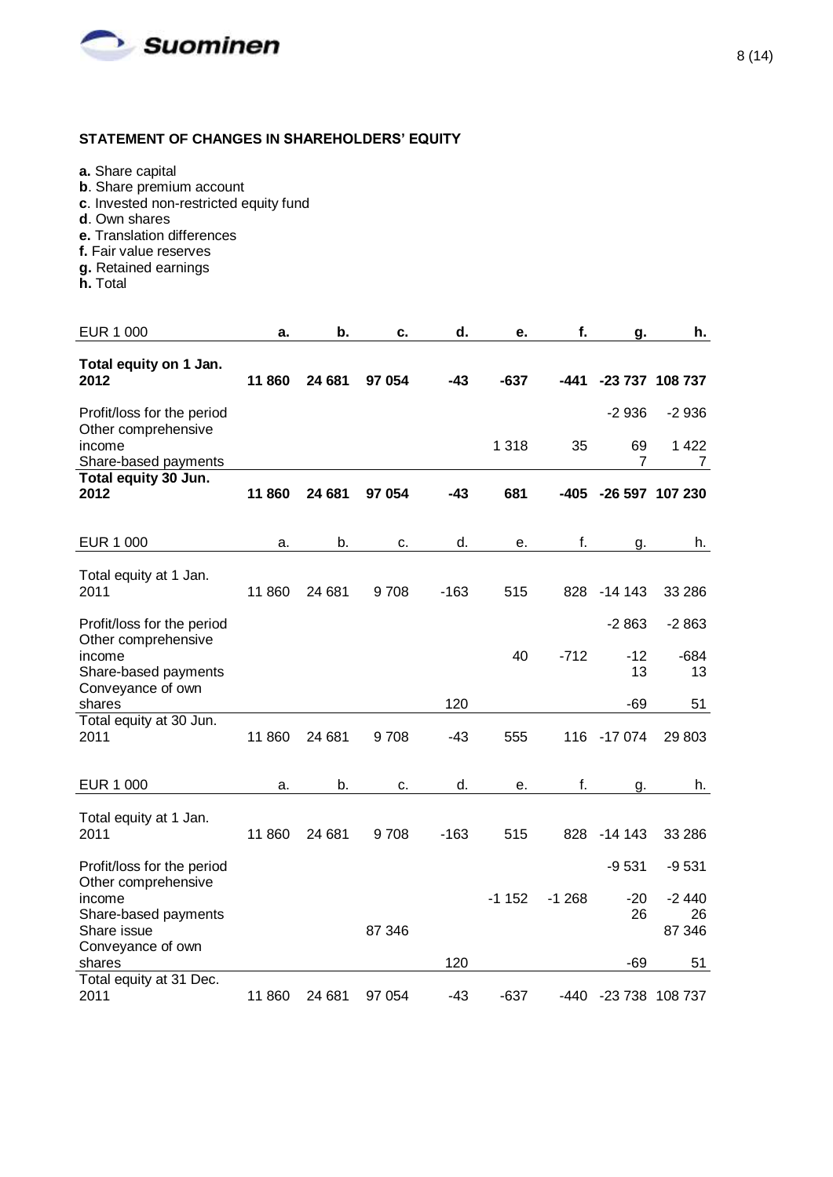## STATEMENT OF CHANGES IN SHAREHOLDERS' EQUITY

**a.** Share capital
**b**. Share premium account
**c**. Invested non-restricted equity fund
**d**. Own shares
**e.** Translation differences
**f.** Fair value reserves
**g.** Retained earnings
**h.** Total

| EUR 1 000 | a. | b. | c. | d. | e. | f. | g. | h. |
|---|---|---|---|---|---|---|---|---|
| **Total equity on 1 Jan. 2012** | **11 860** | **24 681** | **97 054** | **-43** | **-637** | **-441** | **-23 737** | **108 737** |
| Profit/loss for the period | | | | | | | -2 936 | -2 936 |
| Other comprehensive income | | | | | 1 318 | 35 | 69 | 1 422 |
| Share-based payments | | | | | | | 7 | 7 |
| **Total equity 30 Jun. 2012** | **11 860** | **24 681** | **97 054** | **-43** | **681** | **-405** | **-26 597** | **107 230** |

| EUR 1 000 | a. | b. | c. | d. | e. | f. | g. | h. |
|---|---|---|---|---|---|---|---|---|
| Total equity at 1 Jan. 2011 | 11 860 | 24 681 | 9 708 | -163 | 515 | 828 | -14 143 | 33 286 |
| Profit/loss for the period | | | | | | | -2 863 | -2 863 |
| Other comprehensive income | | | | | 40 | -712 | -12 | -684 |
| Share-based payments | | | | | | | 13 | 13 |
| Conveyance of own shares | | | | 120 | | | -69 | 51 |
| Total equity at 30 Jun. 2011 | 11 860 | 24 681 | 9 708 | -43 | 555 | 116 | -17 074 | 29 803 |

| EUR 1 000 | a. | b. | c. | d. | e. | f. | g. | h. |
|---|---|---|---|---|---|---|---|---|
| Total equity at 1 Jan. 2011 | 11 860 | 24 681 | 9 708 | -163 | 515 | 828 | -14 143 | 33 286 |
| Profit/loss for the period | | | | | | | -9 531 | -9 531 |
| Other comprehensive income | | | | | -1 152 | -1 268 | -20 | -2 440 |
| Share-based payments | | | | | | | 26 | 26 |
| Share issue | | | 87 346 | | | | | 87 346 |
| Conveyance of own shares | | | | 120 | | | -69 | 51 |
| Total equity at 31 Dec. 2011 | 11 860 | 24 681 | 97 054 | -43 | -637 | -440 | -23 738 | 108 737 |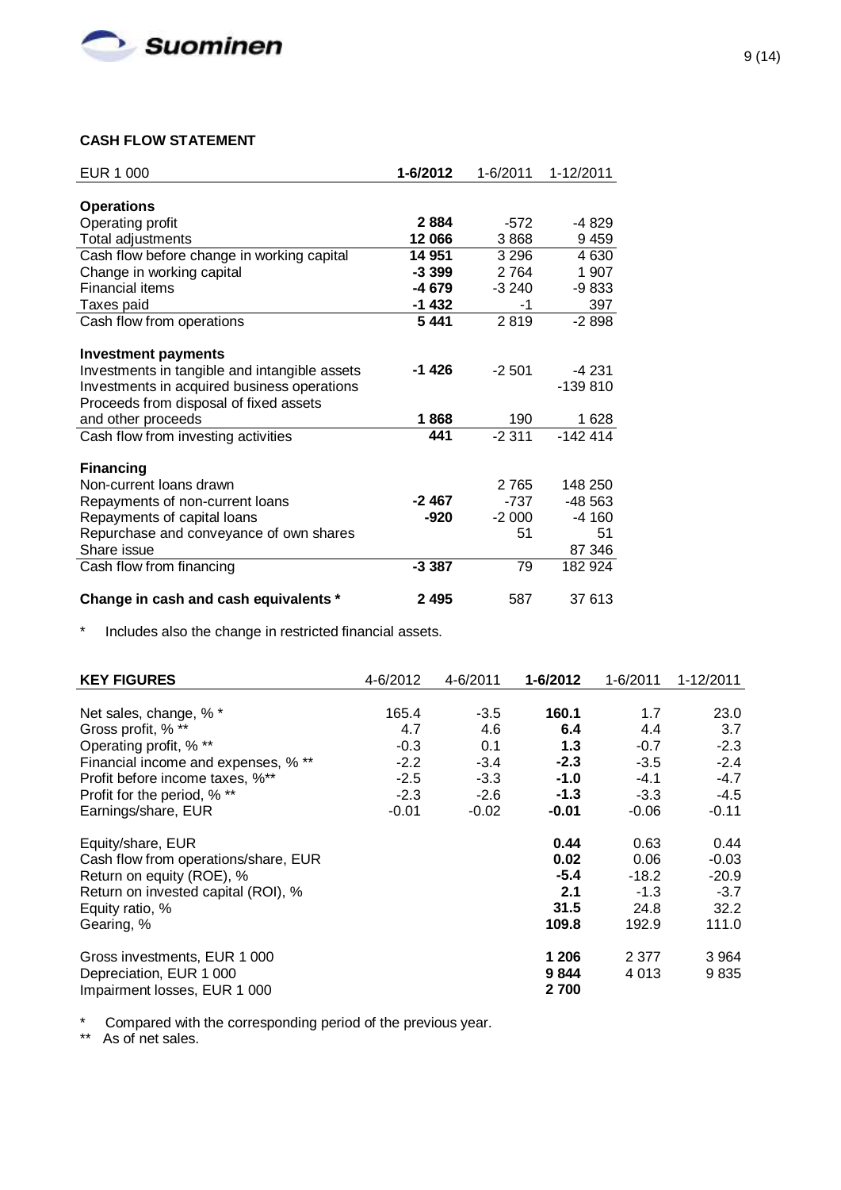## CASH FLOW STATEMENT

| EUR 1 000 | **1-6/2012** | 1-6/2011 | 1-12/2011 |
|---|---|---|---|
| **Operations** | | | |
| Operating profit | **2 884** | -572 | -4 829 |
| Total adjustments | **12 066** | 3 868 | 9 459 |
| Cash flow before change in working capital | **14 951** | 3 296 | 4 630 |
| Change in working capital | **-3 399** | 2 764 | 1 907 |
| Financial items | **-4 679** | -3 240 | -9 833 |
| Taxes paid | **-1 432** | -1 | 397 |
| Cash flow from operations | **5 441** | 2 819 | -2 898 |
| **Investment payments** | | | |
| Investments in tangible and intangible assets | **-1 426** | -2 501 | -4 231 |
| Investments in acquired business operations | | | -139 810 |
| Proceeds from disposal of fixed assets and other proceeds | **1 868** | 190 | 1 628 |
| Cash flow from investing activities | **441** | -2 311 | -142 414 |
| **Financing** | | | |
| Non-current loans drawn | | 2 765 | 148 250 |
| Repayments of non-current loans | **-2 467** | -737 | -48 563 |
| Repayments of capital loans | **-920** | -2 000 | -4 160 |
| Repurchase and conveyance of own shares | | 51 | 51 |
| Share issue | | | 87 346 |
| Cash flow from financing | **-3 387** | 79 | 182 924 |
| **Change in cash and cash equivalents *** | **2 495** | 587 | 37 613 |

* Includes also the change in restricted financial assets.

| **KEY FIGURES** | 4-6/2012 | 4-6/2011 | **1-6/2012** | 1-6/2011 | 1-12/2011 |
|---|---|---|---|---|---|
| Net sales, change, % * | 165.4 | -3.5 | **160.1** | 1.7 | 23.0 |
| Gross profit, % ** | 4.7 | 4.6 | **6.4** | 4.4 | 3.7 |
| Operating profit, % ** | -0.3 | 0.1 | **1.3** | -0.7 | -2.3 |
| Financial income and expenses, % ** | -2.2 | -3.4 | **-2.3** | -3.5 | -2.4 |
| Profit before income taxes, %** | -2.5 | -3.3 | **-1.0** | -4.1 | -4.7 |
| Profit for the period, % ** | -2.3 | -2.6 | **-1.3** | -3.3 | -4.5 |
| Earnings/share, EUR | -0.01 | -0.02 | **-0.01** | -0.06 | -0.11 |
| Equity/share, EUR | | | **0.44** | 0.63 | 0.44 |
| Cash flow from operations/share, EUR | | | **0.02** | 0.06 | -0.03 |
| Return on equity (ROE), % | | | **-5.4** | -18.2 | -20.9 |
| Return on invested capital (ROI), % | | | **2.1** | -1.3 | -3.7 |
| Equity ratio, % | | | **31.5** | 24.8 | 32.2 |
| Gearing, % | | | **109.8** | 192.9 | 111.0 |
| Gross investments, EUR 1 000 | | | **1 206** | 2 377 | 3 964 |
| Depreciation, EUR 1 000 | | | **9 844** | 4 013 | 9 835 |
| Impairment losses, EUR 1 000 | | | **2 700** | | |

* Compared with the corresponding period of the previous year.
** As of net sales.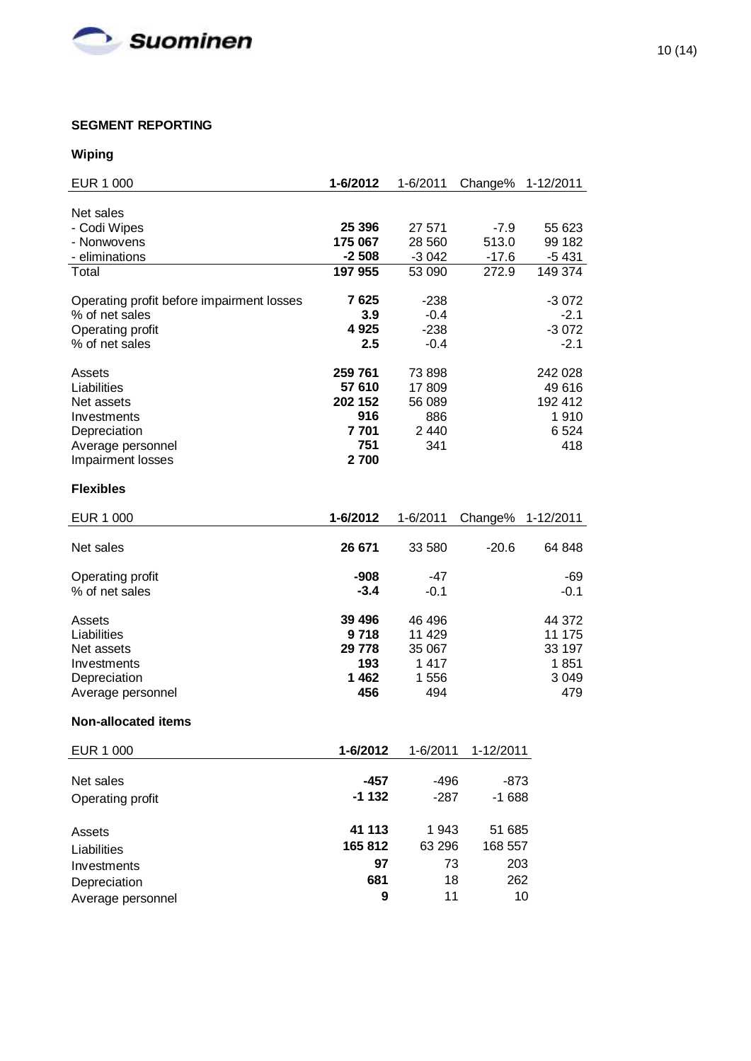## SEGMENT REPORTING

### Wiping

| EUR 1 000 | **1-6/2012** | 1-6/2011 | Change% | 1-12/2011 |
|---|---|---|---|---|
| Net sales | | | | |
| - Codi Wipes | **25 396** | 27 571 | -7.9 | 55 623 |
| - Nonwovens | **175 067** | 28 560 | 513.0 | 99 182 |
| - eliminations | **-2 508** | -3 042 | -17.6 | -5 431 |
| Total | **197 955** | 53 090 | 272.9 | 149 374 |
| Operating profit before impairment losses | **7 625** | -238 | | -3 072 |
| % of net sales | **3.9** | -0.4 | | -2.1 |
| Operating profit | **4 925** | -238 | | -3 072 |
| % of net sales | **2.5** | -0.4 | | -2.1 |
| Assets | **259 761** | 73 898 | | 242 028 |
| Liabilities | **57 610** | 17 809 | | 49 616 |
| Net assets | **202 152** | 56 089 | | 192 412 |
| Investments | **916** | 886 | | 1 910 |
| Depreciation | **7 701** | 2 440 | | 6 524 |
| Average personnel | **751** | 341 | | 418 |
| Impairment losses | **2 700** | | | |

### Flexibles

| EUR 1 000 | **1-6/2012** | 1-6/2011 | Change% | 1-12/2011 |
|---|---|---|---|---|
| Net sales | **26 671** | 33 580 | -20.6 | 64 848 |
| Operating profit | **-908** | -47 | | -69 |
| % of net sales | **-3.4** | -0.1 | | -0.1 |
| Assets | **39 496** | 46 496 | | 44 372 |
| Liabilities | **9 718** | 11 429 | | 11 175 |
| Net assets | **29 778** | 35 067 | | 33 197 |
| Investments | **193** | 1 417 | | 1 851 |
| Depreciation | **1 462** | 1 556 | | 3 049 |
| Average personnel | **456** | 494 | | 479 |

### Non-allocated items

| EUR 1 000 | **1-6/2012** | 1-6/2011 | 1-12/2011 |
|---|---|---|---|
| Net sales | **-457** | -496 | -873 |
| Operating profit | **-1 132** | -287 | -1 688 |
| Assets | **41 113** | 1 943 | 51 685 |
| Liabilities | **165 812** | 63 296 | 168 557 |
| Investments | **97** | 73 | 203 |
| Depreciation | **681** | 18 | 262 |
| Average personnel | **9** | 11 | 10 |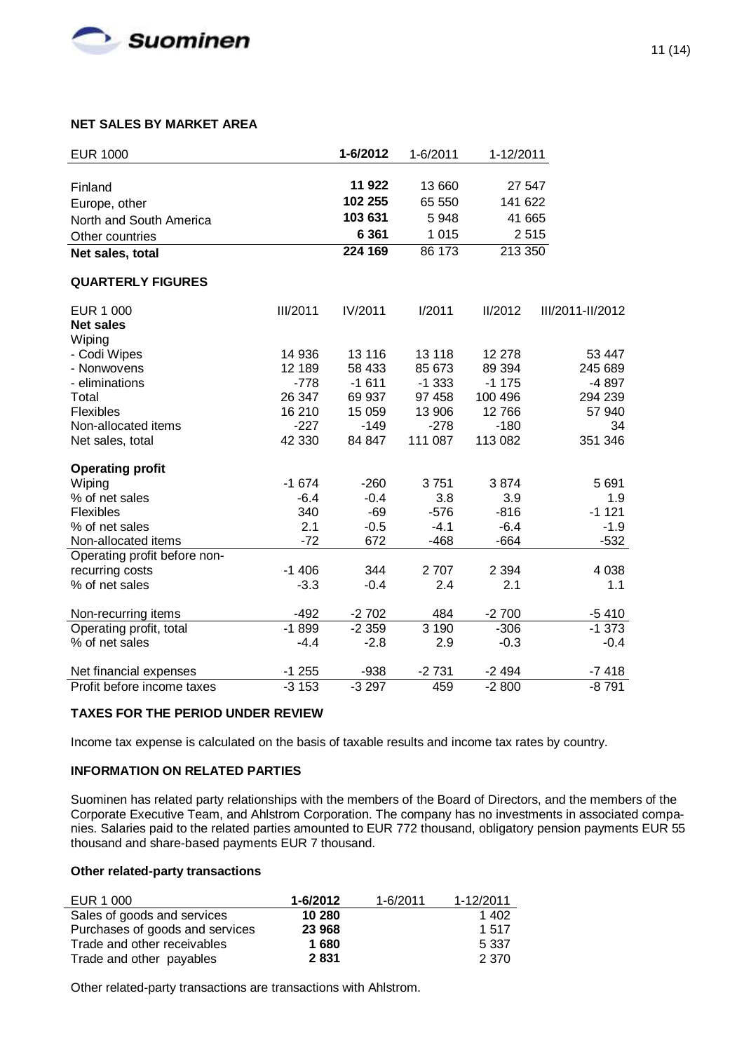## NET SALES BY MARKET AREA

| EUR 1000 | **1-6/2012** | 1-6/2011 | 1-12/2011 |
|---|---|---|---|
| Finland | **11 922** | 13 660 | 27 547 |
| Europe, other | **102 255** | 65 550 | 141 622 |
| North and South America | **103 631** | 5 948 | 41 665 |
| Other countries | **6 361** | 1 015 | 2 515 |
| **Net sales, total** | **224 169** | 86 173 | 213 350 |

## QUARTERLY FIGURES

| EUR 1 000 | III/2011 | IV/2011 | I/2011 | II/2012 | III/2011-II/2012 |
|---|---|---|---|---|---|
| **Net sales** | | | | | |
| Wiping | | | | | |
| - Codi Wipes | 14 936 | 13 116 | 13 118 | 12 278 | 53 447 |
| - Nonwovens | 12 189 | 58 433 | 85 673 | 89 394 | 245 689 |
| - eliminations | -778 | -1 611 | -1 333 | -1 175 | -4 897 |
| Total | 26 347 | 69 937 | 97 458 | 100 496 | 294 239 |
| Flexibles | 16 210 | 15 059 | 13 906 | 12 766 | 57 940 |
| Non-allocated items | -227 | -149 | -278 | -180 | 34 |
| Net sales, total | 42 330 | 84 847 | 111 087 | 113 082 | 351 346 |
| **Operating profit** | | | | | |
| Wiping | -1 674 | -260 | 3 751 | 3 874 | 5 691 |
| % of net sales | -6.4 | -0.4 | 3.8 | 3.9 | 1.9 |
| Flexibles | 340 | -69 | -576 | -816 | -1 121 |
| % of net sales | 2.1 | -0.5 | -4.1 | -6.4 | -1.9 |
| Non-allocated items | -72 | 672 | -468 | -664 | -532 |
| Operating profit before non-recurring costs | -1 406 | 344 | 2 707 | 2 394 | 4 038 |
| % of net sales | -3.3 | -0.4 | 2.4 | 2.1 | 1.1 |
| Non-recurring items | -492 | -2 702 | 484 | -2 700 | -5 410 |
| Operating profit, total | -1 899 | -2 359 | 3 190 | -306 | -1 373 |
| % of net sales | -4.4 | -2.8 | 2.9 | -0.3 | -0.4 |
| Net financial expenses | -1 255 | -938 | -2 731 | -2 494 | -7 418 |
| Profit before income taxes | -3 153 | -3 297 | 459 | -2 800 | -8 791 |

## TAXES FOR THE PERIOD UNDER REVIEW

Income tax expense is calculated on the basis of taxable results and income tax rates by country.

## INFORMATION ON RELATED PARTIES

Suominen has related party relationships with the members of the Board of Directors, and the members of the Corporate Executive Team, and Ahlstrom Corporation. The company has no investments in associated companies. Salaries paid to the related parties amounted to EUR 772 thousand, obligatory pension payments EUR 55 thousand and share-based payments EUR 7 thousand.

### Other related-party transactions

| EUR 1 000 | **1-6/2012** | 1-6/2011 | 1-12/2011 |
|---|---|---|---|
| Sales of goods and services | **10 280** | | 1 402 |
| Purchases of goods and services | **23 968** | | 1 517 |
| Trade and other receivables | **1 680** | | 5 337 |
| Trade and other payables | **2 831** | | 2 370 |

Other related-party transactions are transactions with Ahlstrom.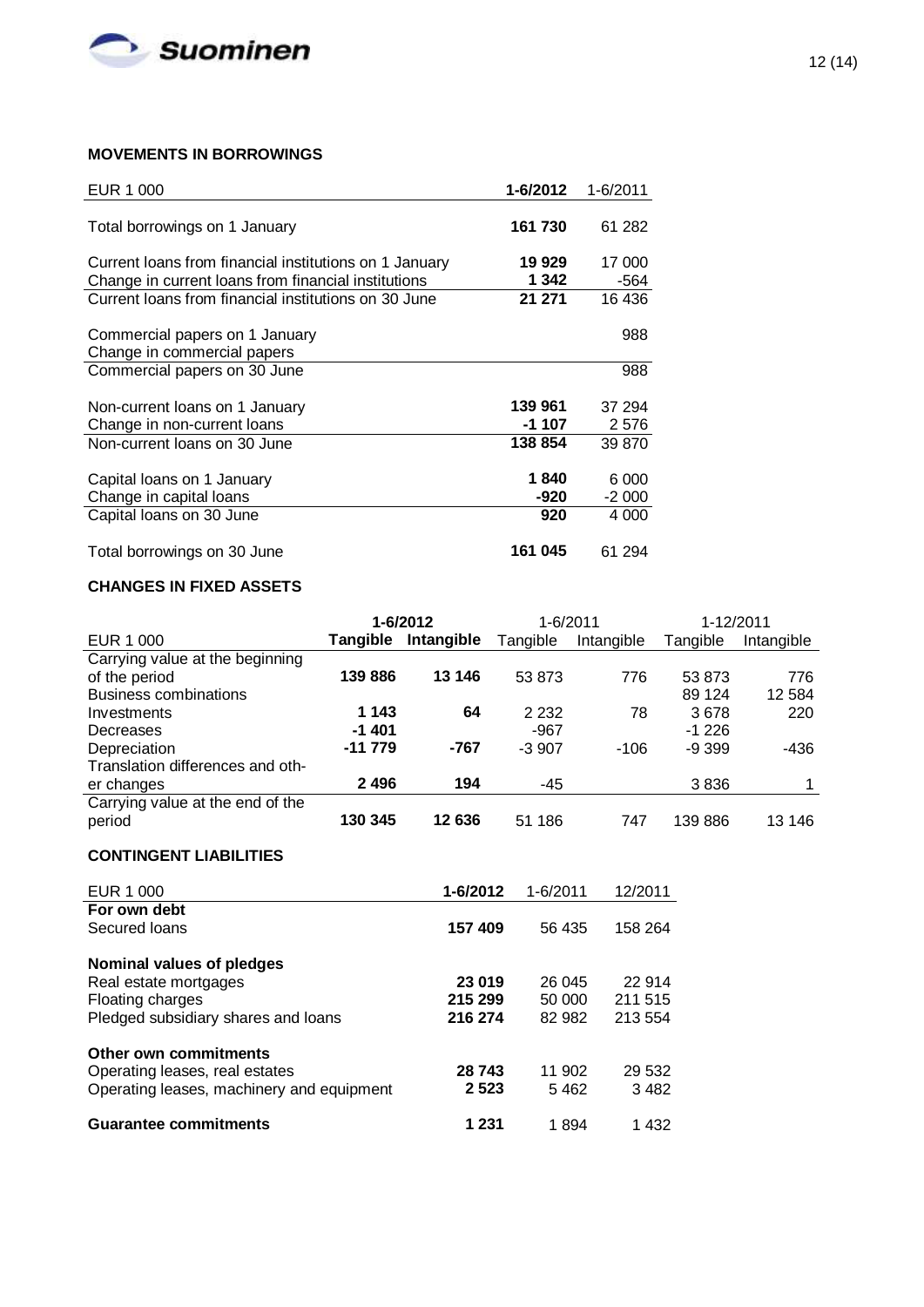## MOVEMENTS IN BORROWINGS

| EUR 1 000 | 1-6/2012 | 1-6/2011 |
|---|---|---|
| Total borrowings on 1 January | **161 730** | 61 282 |
| Current loans from financial institutions on 1 January | **19 929** | 17 000 |
| Change in current loans from financial institutions | **1 342** | -564 |
| Current loans from financial institutions on 30 June | **21 271** | 16 436 |
| Commercial papers on 1 January | | 988 |
| Change in commercial papers | | |
| Commercial papers on 30 June | | 988 |
| Non-current loans on 1 January | **139 961** | 37 294 |
| Change in non-current loans | **-1 107** | 2 576 |
| Non-current loans on 30 June | **138 854** | 39 870 |
| Capital loans on 1 January | **1 840** | 6 000 |
| Change in capital loans | **-920** | -2 000 |
| Capital loans on 30 June | **920** | 4 000 |
| Total borrowings on 30 June | **161 045** | 61 294 |

## CHANGES IN FIXED ASSETS

| | **1-6/2012** | | 1-6/2011 | | 1-12/2011 | |
|---|---|---|---|---|---|---|
| EUR 1 000 | **Tangible** | **Intangible** | Tangible | Intangible | Tangible | Intangible |
| Carrying value at the beginning of the period | **139 886** | **13 146** | 53 873 | 776 | 53 873 | 776 |
| Business combinations | | | | | 89 124 | 12 584 |
| Investments | **1 143** | **64** | 2 232 | 78 | 3 678 | 220 |
| Decreases | **-1 401** | | -967 | | -1 226 | |
| Depreciation | **-11 779** | **-767** | -3 907 | -106 | -9 399 | -436 |
| Translation differences and other changes | **2 496** | **194** | -45 | | 3 836 | 1 |
| Carrying value at the end of the period | **130 345** | **12 636** | 51 186 | 747 | 139 886 | 13 146 |

## CONTINGENT LIABILITIES

| EUR 1 000 | 1-6/2012 | 1-6/2011 | 12/2011 |
|---|---|---|---|
| **For own debt** | | | |
| Secured loans | **157 409** | 56 435 | 158 264 |
| **Nominal values of pledges** | | | |
| Real estate mortgages | **23 019** | 26 045 | 22 914 |
| Floating charges | **215 299** | 50 000 | 211 515 |
| Pledged subsidiary shares and loans | **216 274** | 82 982 | 213 554 |
| **Other own commitments** | | | |
| Operating leases, real estates | **28 743** | 11 902 | 29 532 |
| Operating leases, machinery and equipment | **2 523** | 5 462 | 3 482 |
| **Guarantee commitments** | **1 231** | 1 894 | 1 432 |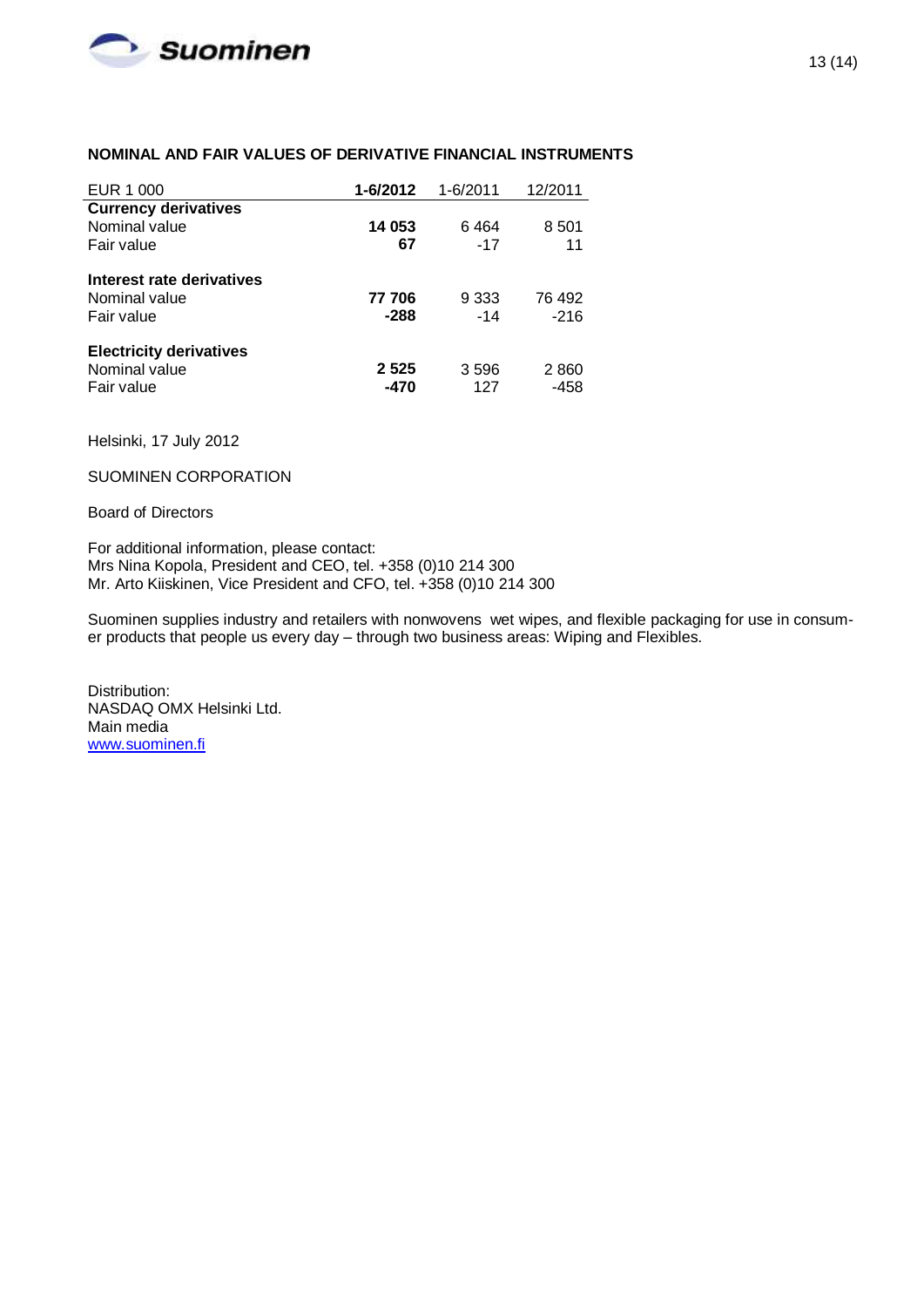## NOMINAL AND FAIR VALUES OF DERIVATIVE FINANCIAL INSTRUMENTS

| EUR 1 000 | **1-6/2012** | 1-6/2011 | 12/2011 |
|---|---|---|---|
| **Currency derivatives** | | | |
| Nominal value | **14 053** | 6 464 | 8 501 |
| Fair value | **67** | -17 | 11 |
| | | | |
| **Interest rate derivatives** | | | |
| Nominal value | **77 706** | 9 333 | 76 492 |
| Fair value | **-288** | -14 | -216 |
| | | | |
| **Electricity derivatives** | | | |
| Nominal value | **2 525** | 3 596 | 2 860 |
| Fair value | **-470** | 127 | -458 |

Helsinki, 17 July 2012

SUOMINEN CORPORATION

Board of Directors

For additional information, please contact:
Mrs Nina Kopola, President and CEO, tel. +358 (0)10 214 300
Mr. Arto Kiiskinen, Vice President and CFO, tel. +358 (0)10 214 300

Suominen supplies industry and retailers with nonwovens wet wipes, and flexible packaging for use in consumer products that people us every day – through two business areas: Wiping and Flexibles.

Distribution:
NASDAQ OMX Helsinki Ltd.
Main media
www.suominen.fi